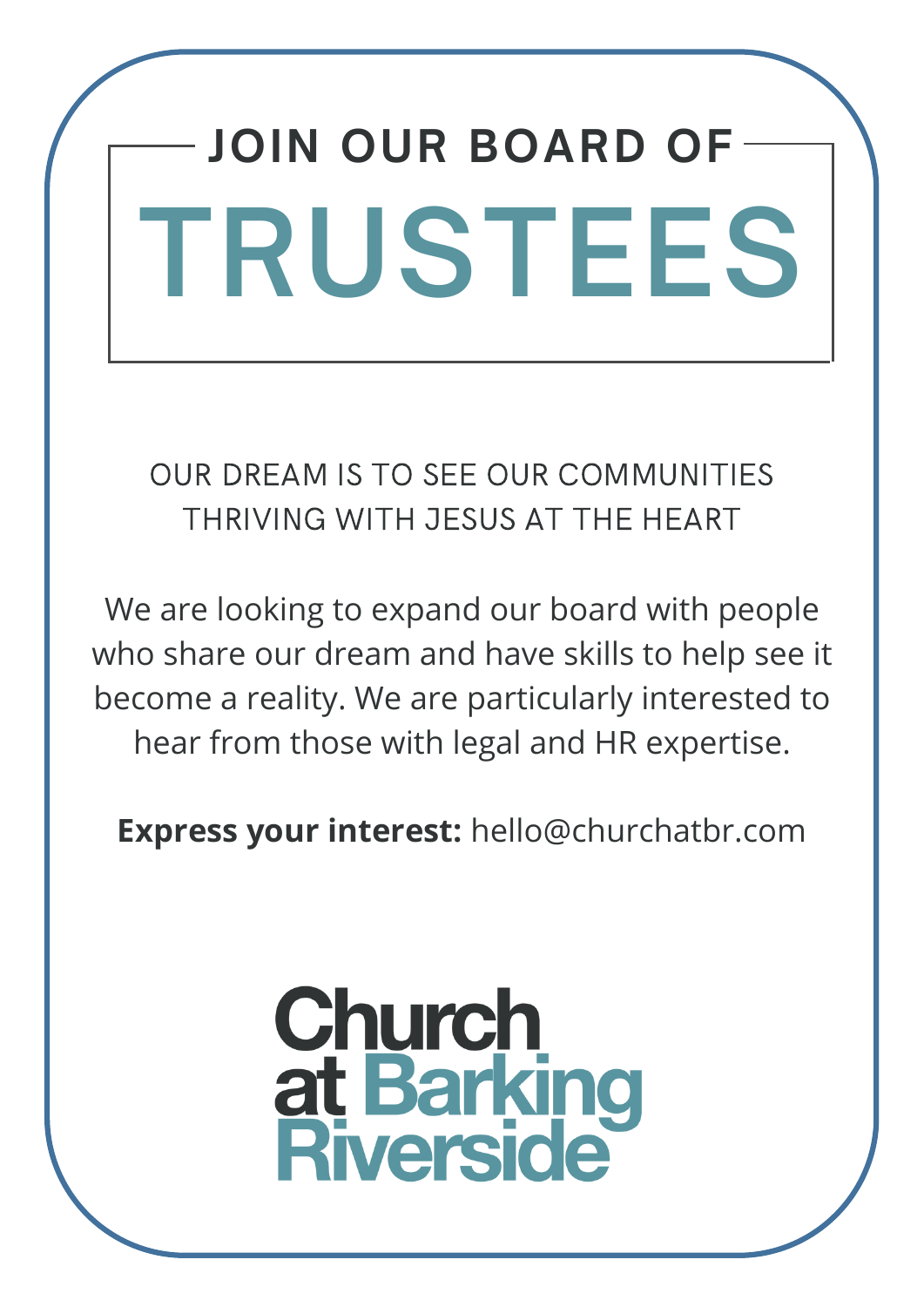# JOIN OUR BOARD OF TRUSTEES

OUR DREAM IS TO SEE OUR COMMUNITIES THRIVING WITH JESUS AT THE HEART

We are looking to expand our board with people who share our dream and have skills to help see it become a reality. We are particularly interested to hear from those with legal and HR expertise.

**Express your interest:** hello@churchatbr.com

Church at Barking Riverside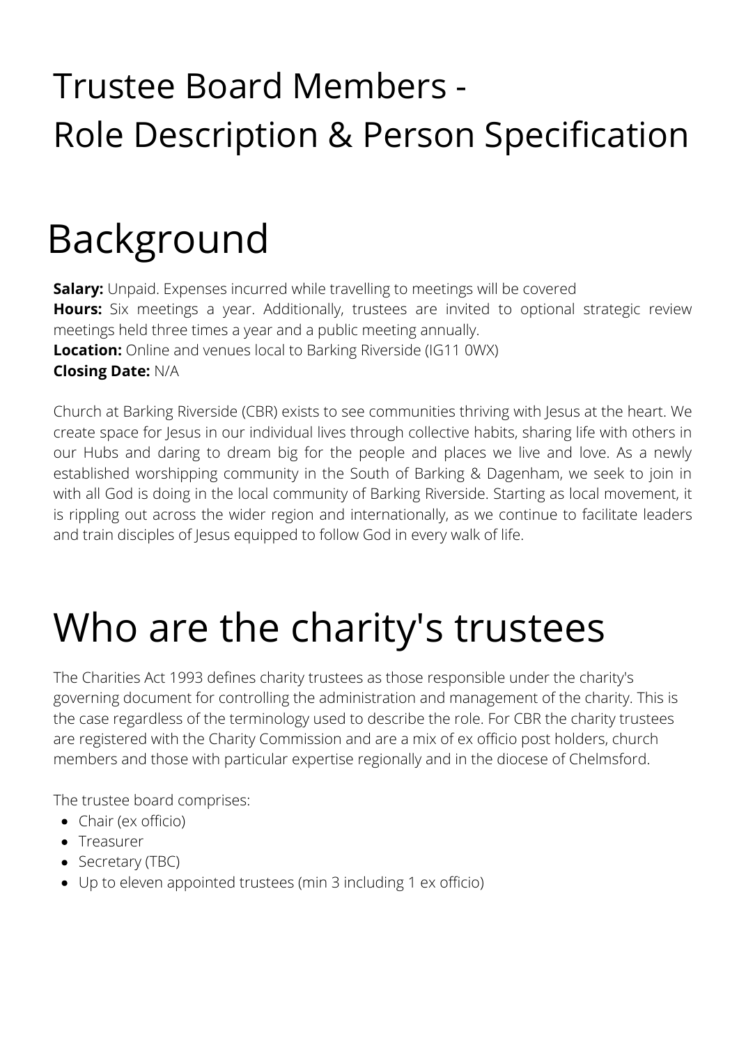# Trustee Board Members - Role Description & Person Specification

# Background

**Salary:** Unpaid. Expenses incurred while travelling to meetings will be covered
**Hours:** Six meetings a year. Additionally, trustees are invited to optional strategic review meetings held three times a year and a public meeting annually.
**Location:** Online and venues local to Barking Riverside (IG11 0WX)
**Closing Date:** N/A

Church at Barking Riverside (CBR) exists to see communities thriving with Jesus at the heart. We create space for Jesus in our individual lives through collective habits, sharing life with others in our Hubs and daring to dream big for the people and places we live and love. As a newly established worshipping community in the South of Barking & Dagenham, we seek to join in with all God is doing in the local community of Barking Riverside. Starting as local movement, it is rippling out across the wider region and internationally, as we continue to facilitate leaders and train disciples of Jesus equipped to follow God in every walk of life.

# Who are the charity's trustees

The Charities Act 1993 defines charity trustees as those responsible under the charity's governing document for controlling the administration and management of the charity. This is the case regardless of the terminology used to describe the role. For CBR the charity trustees are registered with the Charity Commission and are a mix of ex officio post holders, church members and those with particular expertise regionally and in the diocese of Chelmsford.

The trustee board comprises:

- Chair (ex officio)
- Treasurer
- Secretary (TBC)
- Up to eleven appointed trustees (min 3 including 1 ex officio)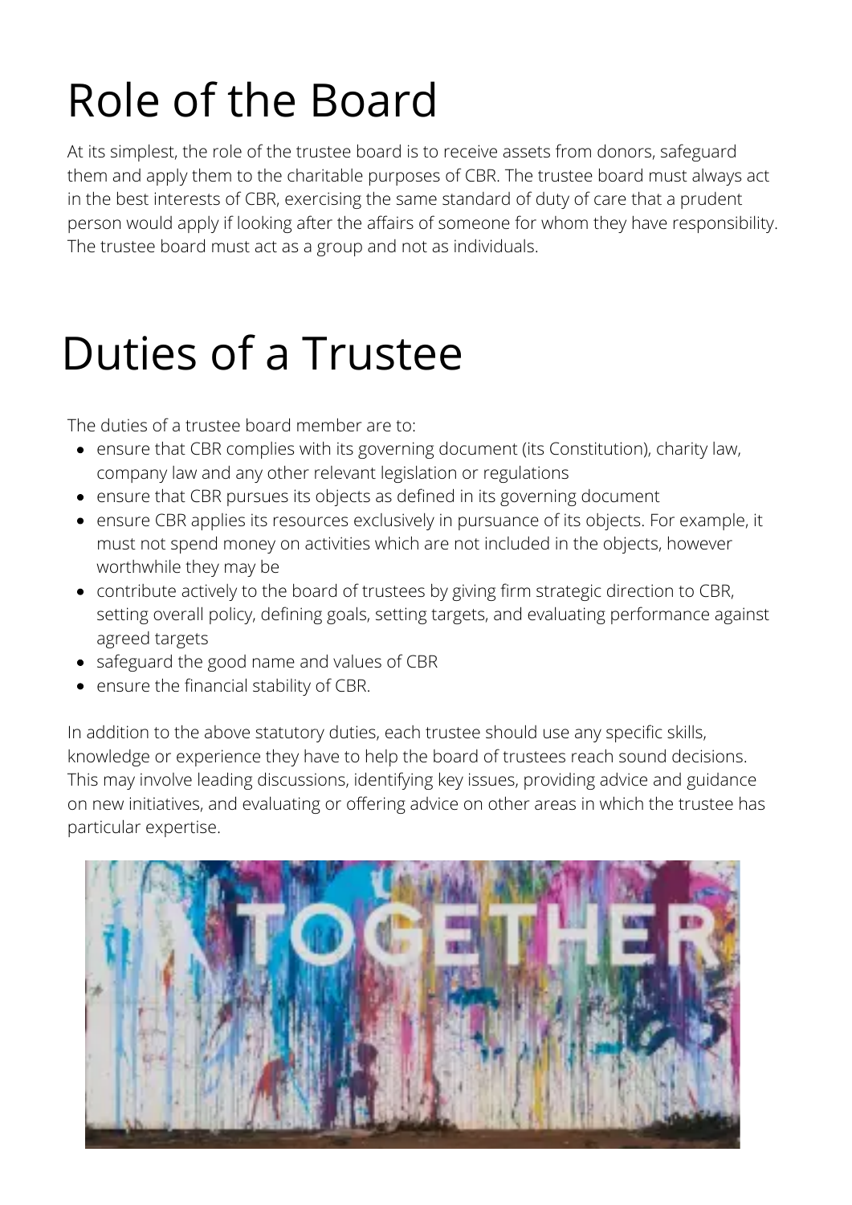# Role of the Board

At its simplest, the role of the trustee board is to receive assets from donors, safeguard them and apply them to the charitable purposes of CBR. The trustee board must always act in the best interests of CBR, exercising the same standard of duty of care that a prudent person would apply if looking after the affairs of someone for whom they have responsibility. The trustee board must act as a group and not as individuals.

# Duties of a Trustee

The duties of a trustee board member are to:

- ensure that CBR complies with its governing document (its Constitution), charity law, company law and any other relevant legislation or regulations
- ensure that CBR pursues its objects as defined in its governing document
- ensure CBR applies its resources exclusively in pursuance of its objects. For example, it must not spend money on activities which are not included in the objects, however worthwhile they may be
- contribute actively to the board of trustees by giving firm strategic direction to CBR, setting overall policy, defining goals, setting targets, and evaluating performance against agreed targets
- safeguard the good name and values of CBR
- ensure the financial stability of CBR.

In addition to the above statutory duties, each trustee should use any specific skills, knowledge or experience they have to help the board of trustees reach sound decisions. This may involve leading discussions, identifying key issues, providing advice and guidance on new initiatives, and evaluating or offering advice on other areas in which the trustee has particular expertise.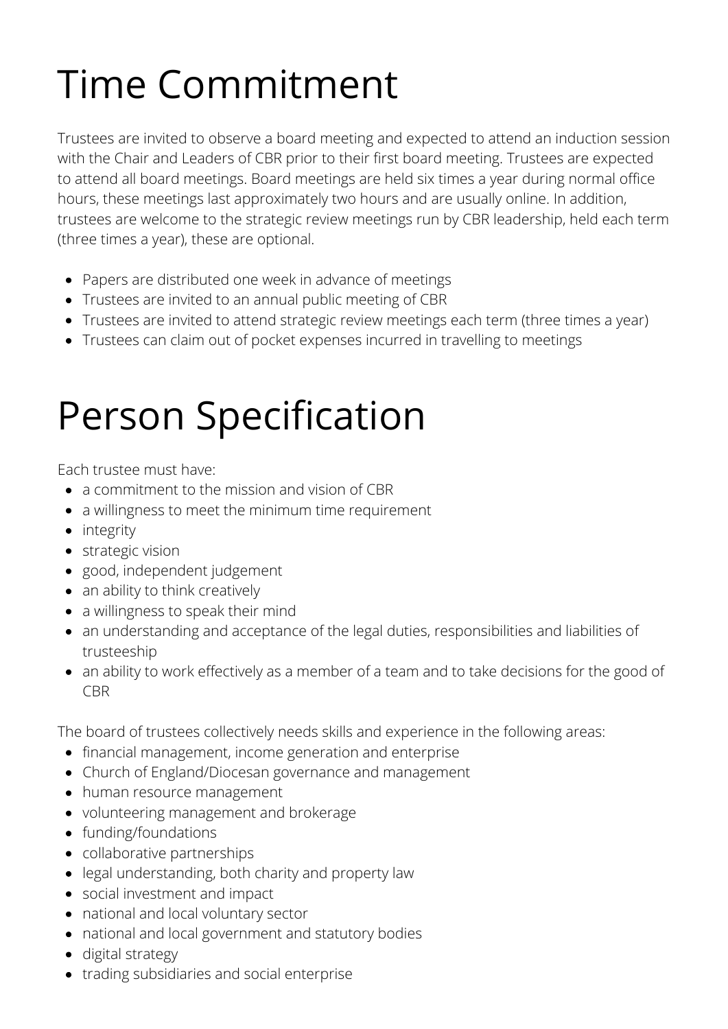# Time Commitment

Trustees are invited to observe a board meeting and expected to attend an induction session with the Chair and Leaders of CBR prior to their first board meeting. Trustees are expected to attend all board meetings. Board meetings are held six times a year during normal office hours, these meetings last approximately two hours and are usually online. In addition, trustees are welcome to the strategic review meetings run by CBR leadership, held each term (three times a year), these are optional.

- Papers are distributed one week in advance of meetings
- Trustees are invited to an annual public meeting of CBR
- Trustees are invited to attend strategic review meetings each term (three times a year)
- Trustees can claim out of pocket expenses incurred in travelling to meetings

# Person Specification

Each trustee must have:

- a commitment to the mission and vision of CBR
- a willingness to meet the minimum time requirement
- integrity
- strategic vision
- good, independent judgement
- an ability to think creatively
- a willingness to speak their mind
- an understanding and acceptance of the legal duties, responsibilities and liabilities of trusteeship
- an ability to work effectively as a member of a team and to take decisions for the good of CBR

The board of trustees collectively needs skills and experience in the following areas:

- financial management, income generation and enterprise
- Church of England/Diocesan governance and management
- human resource management
- volunteering management and brokerage
- funding/foundations
- collaborative partnerships
- legal understanding, both charity and property law
- social investment and impact
- national and local voluntary sector
- national and local government and statutory bodies
- digital strategy
- trading subsidiaries and social enterprise